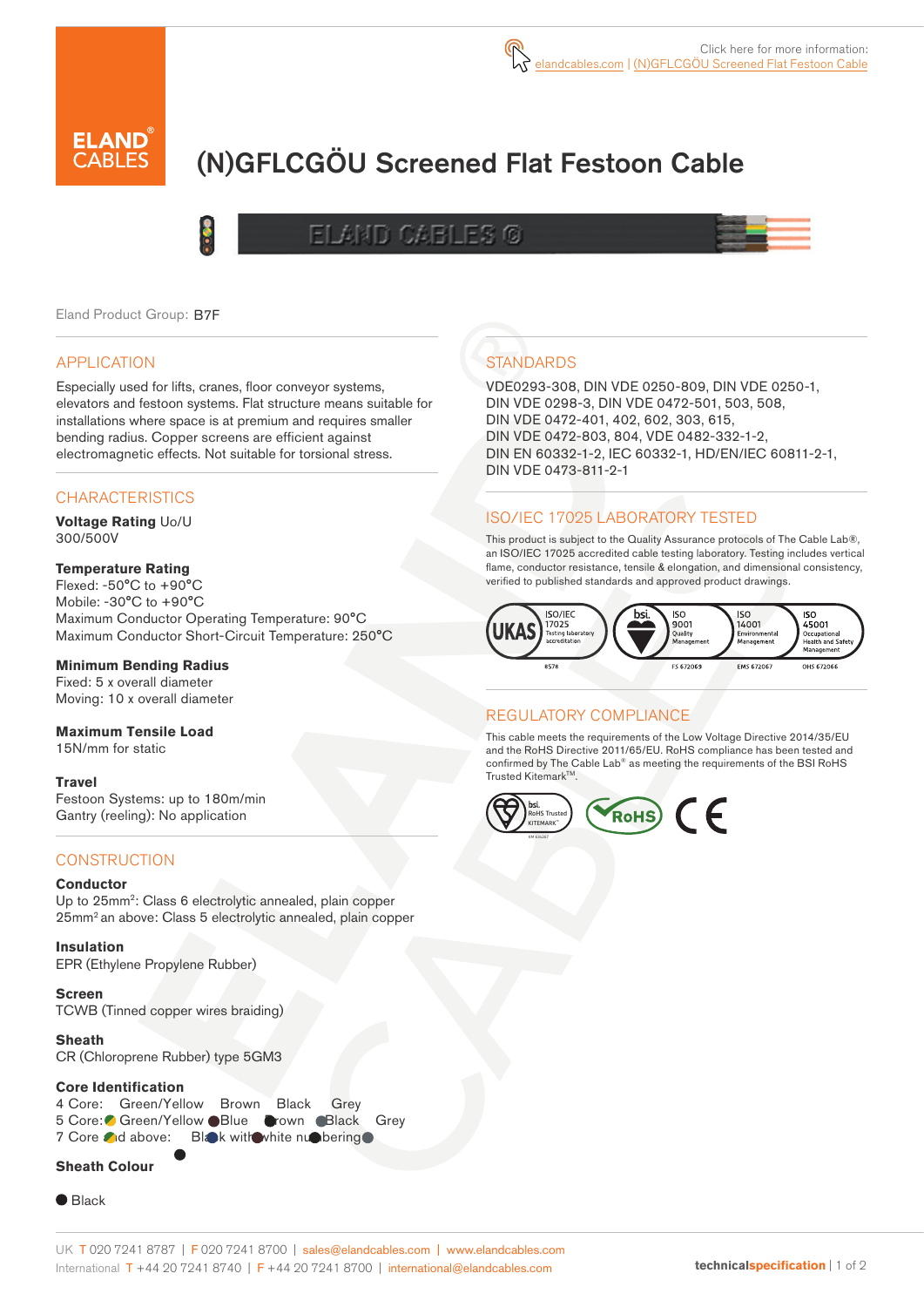Click here for more information:
elandcables.com | (N)GFLCGÖU Screened Flat Festoon Cable

# (N)GFLCGÖU Screened Flat Festoon Cable

Eland Product Group: B7F

## APPLICATION

Especially used for lifts, cranes, floor conveyor systems, elevators and festoon systems. Flat structure means suitable for installations where space is at premium and requires smaller bending radius. Copper screens are efficient against electromagnetic effects. Not suitable for torsional stress.

## CHARACTERISTICS

**Voltage Rating** Uo/U
300/500V

**Temperature Rating**
Flexed: -50°C to +90°C
Mobile: -30°C to +90°C
Maximum Conductor Operating Temperature: 90°C
Maximum Conductor Short-Circuit Temperature: 250°C

**Minimum Bending Radius**
Fixed: 5 x overall diameter
Moving: 10 x overall diameter

**Maximum Tensile Load**
15N/mm for static

**Travel**
Festoon Systems: up to 180m/min
Gantry (reeling): No application

## CONSTRUCTION

**Conductor**
Up to 25mm²: Class 6 electrolytic annealed, plain copper
25mm² an above: Class 5 electrolytic annealed, plain copper

**Insulation**
EPR (Ethylene Propylene Rubber)

**Screen**
TCWB (Tinned copper wires braiding)

**Sheath**
CR (Chloroprene Rubber) type 5GM3

**Core Identification**
4 Core: Green/Yellow Brown Black Grey
5 Core: Green/Yellow Blue Brown Black Grey
7 Core and above: Black with white numbering

**Sheath Colour**

Black

## STANDARDS

VDE0293-308, DIN VDE 0250-809, DIN VDE 0250-1, DIN VDE 0298-3, DIN VDE 0472-501, 503, 508, DIN VDE 0472-401, 402, 602, 303, 615, DIN VDE 0472-803, 804, VDE 0482-332-1-2, DIN EN 60332-1-2, IEC 60332-1, HD/EN/IEC 60811-2-1, DIN VDE 0473-811-2-1

## ISO/IEC 17025 LABORATORY TESTED

This product is subject to the Quality Assurance protocols of The Cable Lab®, an ISO/IEC 17025 accredited cable testing laboratory. Testing includes vertical flame, conductor resistance, tensile & elongation, and dimensional consistency, verified to published standards and approved product drawings.

UKAS ISO/IEC 17025 Testing laboratory accreditation 8578 | bsi. ISO 9001 Quality Management FS 672069 | ISO 14001 Environmental Management EMS 672067 | ISO 45001 Occupational Health and Safety Management OHS 672066

## REGULATORY COMPLIANCE

This cable meets the requirements of the Low Voltage Directive 2014/35/EU and the RoHS Directive 2011/65/EU. RoHS compliance has been tested and confirmed by The Cable Lab® as meeting the requirements of the BSI RoHS Trusted Kitemark™.

bsi. RoHS Trusted KITEMARK™ | RoHS | CE

UK T 020 7241 8787 | F 020 7241 8700 | sales@elandcables.com | www.elandcables.com
International T +44 20 7241 8740 | F +44 20 7241 8700 | international@elandcables.com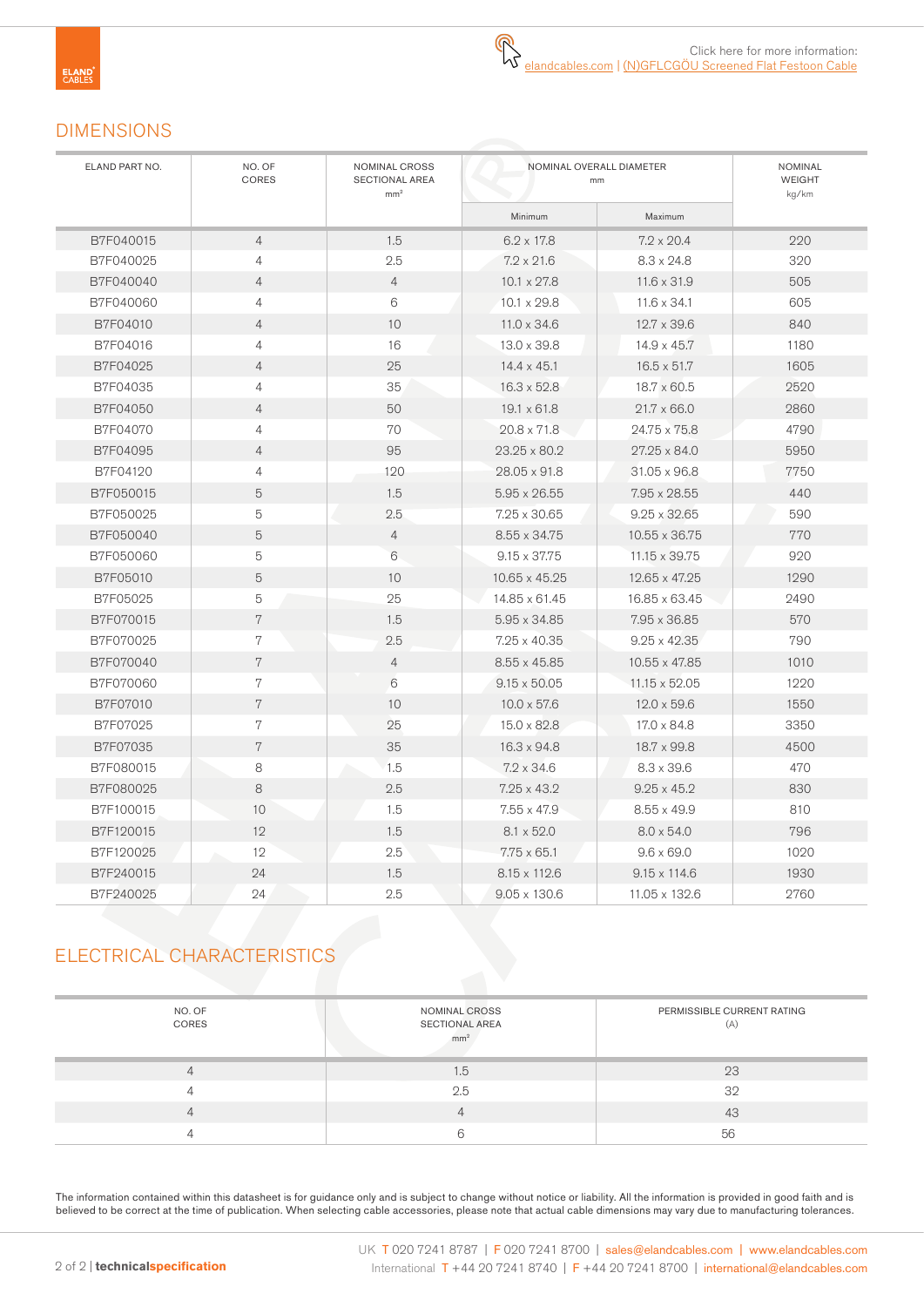Click here for more information:
elandcables.com | (N)GFLCGÖU Screened Flat Festoon Cable

## DIMENSIONS

| ELAND PART NO. | NO. OF CORES | NOMINAL CROSS SECTIONAL AREA mm² | NOMINAL OVERALL DIAMETER mm | | NOMINAL WEIGHT kg/km |
|---|---|---|---|---|---|
| | | | Minimum | Maximum | |
| B7F040015 | 4 | 1.5 | 6.2 x 17.8 | 7.2 x 20.4 | 220 |
| B7F040025 | 4 | 2.5 | 7.2 x 21.6 | 8.3 x 24.8 | 320 |
| B7F040040 | 4 | 4 | 10.1 x 27.8 | 11.6 x 31.9 | 505 |
| B7F040060 | 4 | 6 | 10.1 x 29.8 | 11.6 x 34.1 | 605 |
| B7F04010 | 4 | 10 | 11.0 x 34.6 | 12.7 x 39.6 | 840 |
| B7F04016 | 4 | 16 | 13.0 x 39.8 | 14.9 x 45.7 | 1180 |
| B7F04025 | 4 | 25 | 14.4 x 45.1 | 16.5 x 51.7 | 1605 |
| B7F04035 | 4 | 35 | 16.3 x 52.8 | 18.7 x 60.5 | 2520 |
| B7F04050 | 4 | 50 | 19.1 x 61.8 | 21.7 x 66.0 | 2860 |
| B7F04070 | 4 | 70 | 20.8 x 71.8 | 24.75 x 75.8 | 4790 |
| B7F04095 | 4 | 95 | 23.25 x 80.2 | 27.25 x 84.0 | 5950 |
| B7F04120 | 4 | 120 | 28.05 x 91.8 | 31.05 x 96.8 | 7750 |
| B7F050015 | 5 | 1.5 | 5.95 x 26.55 | 7.95 x 28.55 | 440 |
| B7F050025 | 5 | 2.5 | 7.25 x 30.65 | 9.25 x 32.65 | 590 |
| B7F050040 | 5 | 4 | 8.55 x 34.75 | 10.55 x 36.75 | 770 |
| B7F050060 | 5 | 6 | 9.15 x 37.75 | 11.15 x 39.75 | 920 |
| B7F05010 | 5 | 10 | 10.65 x 45.25 | 12.65 x 47.25 | 1290 |
| B7F05025 | 5 | 25 | 14.85 x 61.45 | 16.85 x 63.45 | 2490 |
| B7F070015 | 7 | 1.5 | 5.95 x 34.85 | 7.95 x 36.85 | 570 |
| B7F070025 | 7 | 2.5 | 7.25 x 40.35 | 9.25 x 42.35 | 790 |
| B7F070040 | 7 | 4 | 8.55 x 45.85 | 10.55 x 47.85 | 1010 |
| B7F070060 | 7 | 6 | 9.15 x 50.05 | 11.15 x 52.05 | 1220 |
| B7F07010 | 7 | 10 | 10.0 x 57.6 | 12.0 x 59.6 | 1550 |
| B7F07025 | 7 | 25 | 15.0 x 82.8 | 17.0 x 84.8 | 3350 |
| B7F07035 | 7 | 35 | 16.3 x 94.8 | 18.7 x 99.8 | 4500 |
| B7F080015 | 8 | 1.5 | 7.2 x 34.6 | 8.3 x 39.6 | 470 |
| B7F080025 | 8 | 2.5 | 7.25 x 43.2 | 9.25 x 45.2 | 830 |
| B7F100015 | 10 | 1.5 | 7.55 x 47.9 | 8.55 x 49.9 | 810 |
| B7F120015 | 12 | 1.5 | 8.1 x 52.0 | 8.0 x 54.0 | 796 |
| B7F120025 | 12 | 2.5 | 7.75 x 65.1 | 9.6 x 69.0 | 1020 |
| B7F240015 | 24 | 1.5 | 8.15 x 112.6 | 9.15 x 114.6 | 1930 |
| B7F240025 | 24 | 2.5 | 9.05 x 130.6 | 11.05 x 132.6 | 2760 |

## ELECTRICAL CHARACTERISTICS

| NO. OF CORES | NOMINAL CROSS SECTIONAL AREA mm² | PERMISSIBLE CURRENT RATING (A) |
|---|---|---|
| 4 | 1.5 | 23 |
| 4 | 2.5 | 32 |
| 4 | 4 | 43 |
| 4 | 6 | 56 |

The information contained within this datasheet is for guidance only and is subject to change without notice or liability. All the information is provided in good faith and is believed to be correct at the time of publication. When selecting cable accessories, please note that actual cable dimensions may vary due to manufacturing tolerances.

UK T 020 7241 8787 | F 020 7241 8700 | sales@elandcables.com | www.elandcables.com
International T +44 20 7241 8740 | F +44 20 7241 8700 | international@elandcables.com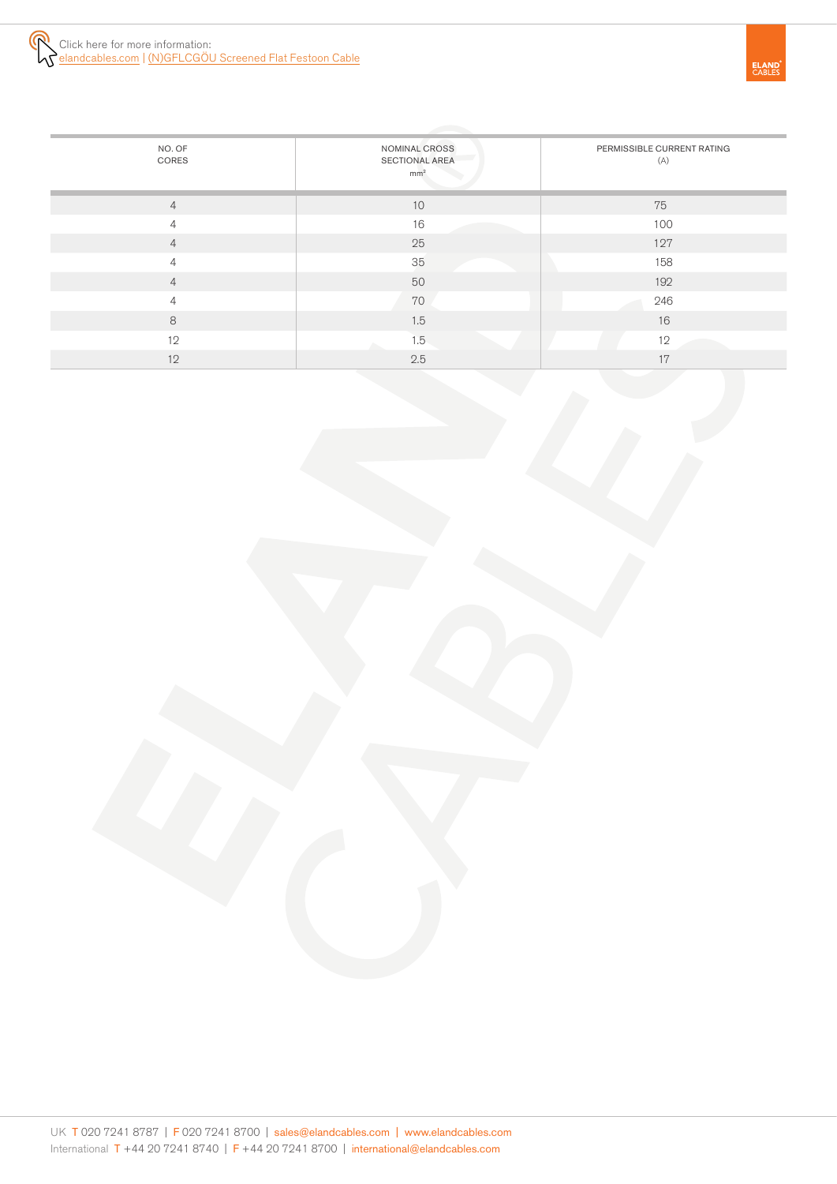Click here for more information:
elandcables.com | (N)GFLCGÖU Screened Flat Festoon Cable

| NO. OF CORES | NOMINAL CROSS SECTIONAL AREA mm² | PERMISSIBLE CURRENT RATING (A) |
|---|---|---|
| 4 | 10 | 75 |
| 4 | 16 | 100 |
| 4 | 25 | 127 |
| 4 | 35 | 158 |
| 4 | 50 | 192 |
| 4 | 70 | 246 |
| 8 | 1.5 | 16 |
| 12 | 1.5 | 12 |
| 12 | 2.5 | 17 |

UK T 020 7241 8787 | F 020 7241 8700 | sales@elandcables.com | www.elandcables.com
International T +44 20 7241 8740 | F +44 20 7241 8700 | international@elandcables.com